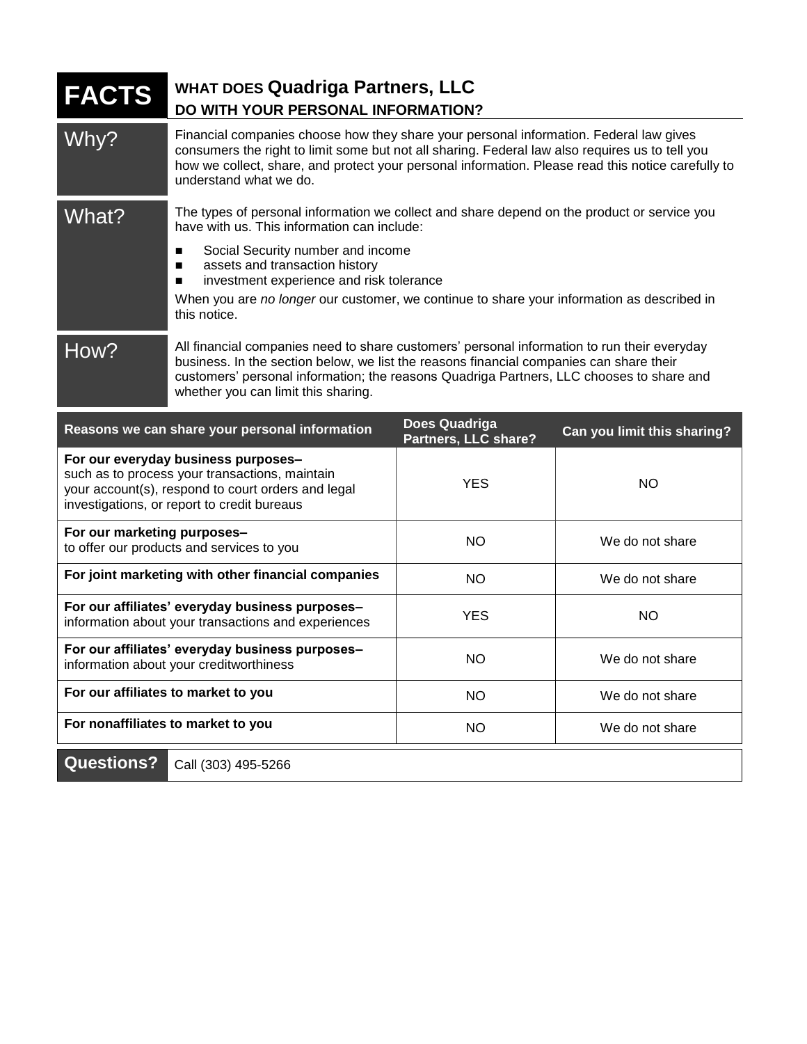# FACTS

## WHAT DOES Quadriga Partners, LLC DO WITH YOUR PERSONAL INFORMATION?

| | |
|---|---|
| **Why?** | Financial companies choose how they share your personal information. Federal law gives consumers the right to limit some but not all sharing. Federal law also requires us to tell you how we collect, share, and protect your personal information. Please read this notice carefully to understand what we do. |
| **What?** | The types of personal information we collect and share depend on the product or service you have with us. This information can include:<br>■ Social Security number and income<br>■ assets and transaction history<br>■ investment experience and risk tolerance<br>When you are *no longer* our customer, we continue to share your information as described in this notice. |
| **How?** | All financial companies need to share customers' personal information to run their everyday business. In the section below, we list the reasons financial companies can share their customers' personal information; the reasons Quadriga Partners, LLC chooses to share and whether you can limit this sharing. |

| Reasons we can share your personal information | Does Quadriga Partners, LLC share? | Can you limit this sharing? |
|---|---|---|
| **For our everyday business purposes–** such as to process your transactions, maintain your account(s), respond to court orders and legal investigations, or report to credit bureaus | YES | NO |
| **For our marketing purposes–** to offer our products and services to you | NO | We do not share |
| **For joint marketing with other financial companies** | NO | We do not share |
| **For our affiliates' everyday business purposes–** information about your transactions and experiences | YES | NO |
| **For our affiliates' everyday business purposes–** information about your creditworthiness | NO | We do not share |
| **For our affiliates to market to you** | NO | We do not share |
| **For nonaffiliates to market to you** | NO | We do not share |

| | |
|---|---|
| **Questions?** | Call (303) 495-5266 |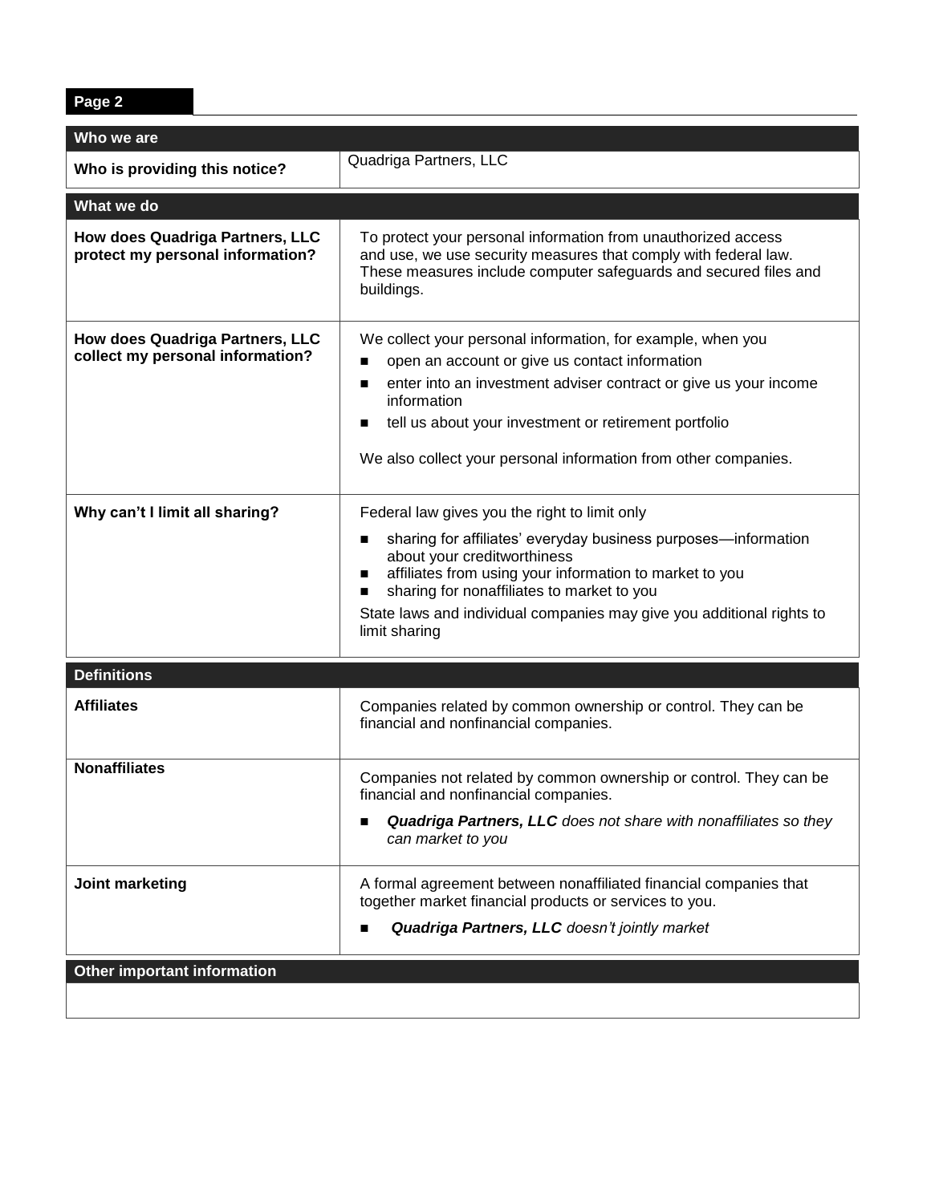| Who we are | |
|---|---|
| **Who is providing this notice?** | Quadriga Partners, LLC |

| What we do | |
|---|---|
| **How does Quadriga Partners, LLC protect my personal information?** | To protect your personal information from unauthorized access and use, we use security measures that comply with federal law. These measures include computer safeguards and secured files and buildings. |
| **How does Quadriga Partners, LLC collect my personal information?** | We collect your personal information, for example, when you<br>■ open an account or give us contact information<br>■ enter into an investment adviser contract or give us your income information<br>■ tell us about your investment or retirement portfolio<br><br>We also collect your personal information from other companies. |
| **Why can't I limit all sharing?** | Federal law gives you the right to limit only<br>■ sharing for affiliates' everyday business purposes—information about your creditworthiness<br>■ affiliates from using your information to market to you<br>■ sharing for nonaffiliates to market to you<br><br>State laws and individual companies may give you additional rights to limit sharing |

| Definitions | |
|---|---|
| **Affiliates** | Companies related by common ownership or control. They can be financial and nonfinancial companies. |
| **Nonaffiliates** | Companies not related by common ownership or control. They can be financial and nonfinancial companies.<br>■ ***Quadriga Partners, LLC*** *does not share with nonaffiliates so they can market to you* |
| **Joint marketing** | A formal agreement between nonaffiliated financial companies that together market financial products or services to you.<br>■ ***Quadriga Partners, LLC*** *doesn't jointly market* |

| Other important information |
|---|
| |